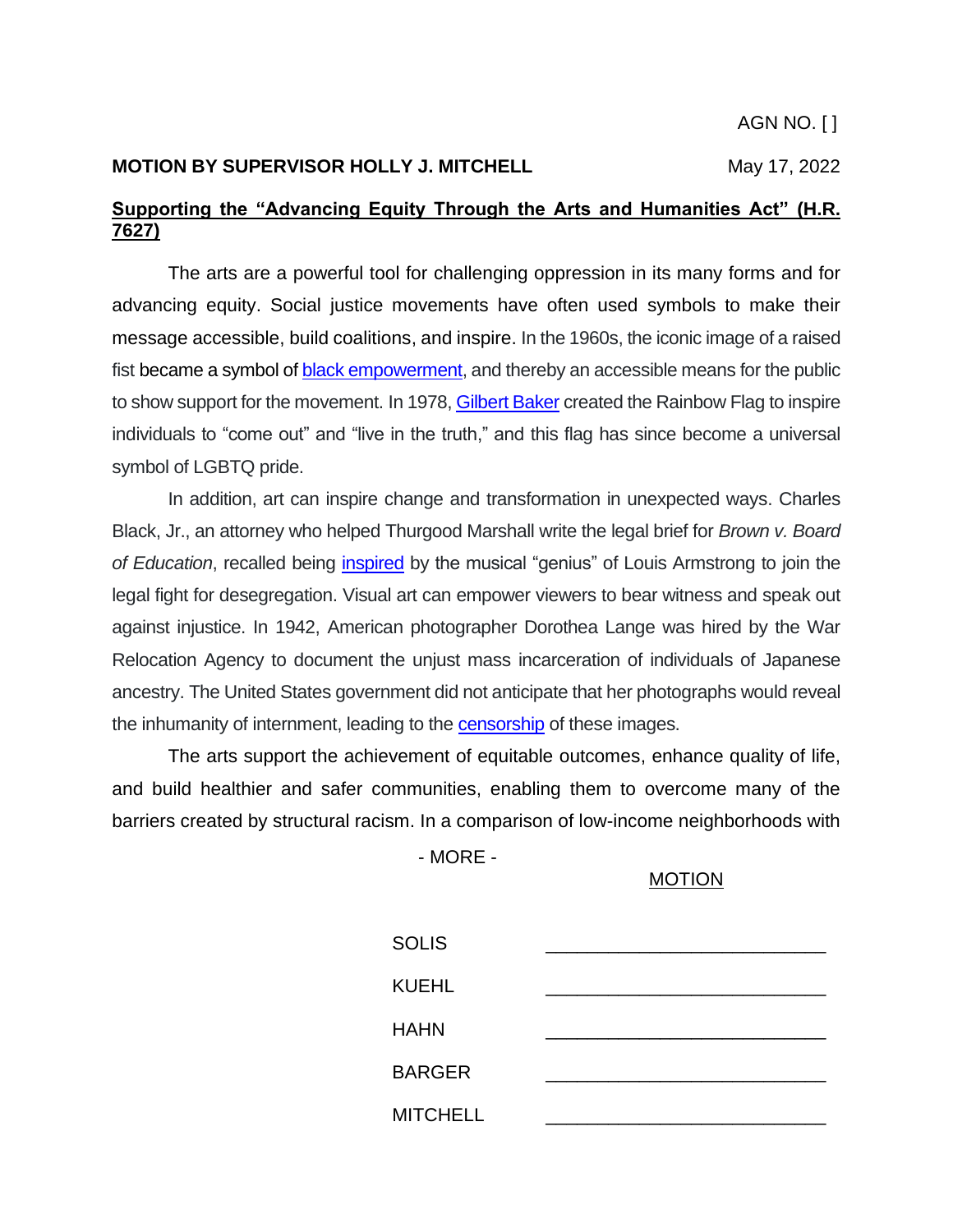AGN NO. [ ]

**MOTION BY SUPERVISOR HOLLY J. MITCHELL** May 17, 2022

**Supporting the "Advancing Equity Through the Arts and Humanities Act" (H.R. 7627)**

The arts are a powerful tool for challenging oppression in its many forms and for advancing equity. Social justice movements have often used symbols to make their message accessible, build coalitions, and inspire. In the 1960s, the iconic image of a raised fist became a symbol of black empowerment, and thereby an accessible means for the public to show support for the movement. In 1978, Gilbert Baker created the Rainbow Flag to inspire individuals to "come out" and "live in the truth," and this flag has since become a universal symbol of LGBTQ pride.

In addition, art can inspire change and transformation in unexpected ways. Charles Black, Jr., an attorney who helped Thurgood Marshall write the legal brief for *Brown v. Board of Education*, recalled being inspired by the musical "genius" of Louis Armstrong to join the legal fight for desegregation. Visual art can empower viewers to bear witness and speak out against injustice. In 1942, American photographer Dorothea Lange was hired by the War Relocation Agency to document the unjust mass incarceration of individuals of Japanese ancestry. The United States government did not anticipate that her photographs would reveal the inhumanity of internment, leading to the censorship of these images.

The arts support the achievement of equitable outcomes, enhance quality of life, and build healthier and safer communities, enabling them to overcome many of the barriers created by structural racism. In a comparison of low-income neighborhoods with

\- MORE -

MOTION

| | |
|---|---|
| SOLIS | \_\_\_\_\_\_\_\_\_\_\_\_\_\_\_\_\_\_\_\_\_\_\_\_\_\_ |
| KUEHL | \_\_\_\_\_\_\_\_\_\_\_\_\_\_\_\_\_\_\_\_\_\_\_\_\_\_ |
| HAHN | \_\_\_\_\_\_\_\_\_\_\_\_\_\_\_\_\_\_\_\_\_\_\_\_\_\_ |
| BARGER | \_\_\_\_\_\_\_\_\_\_\_\_\_\_\_\_\_\_\_\_\_\_\_\_\_\_ |
| MITCHELL | \_\_\_\_\_\_\_\_\_\_\_\_\_\_\_\_\_\_\_\_\_\_\_\_\_\_ |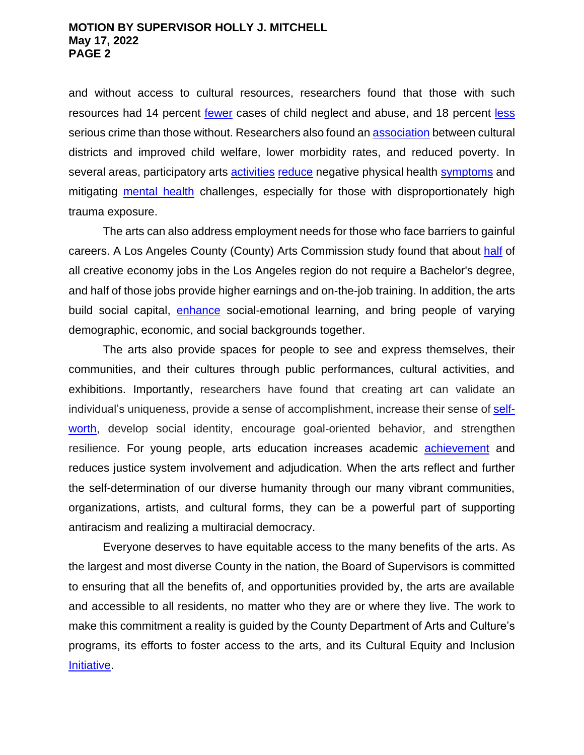and without access to cultural resources, researchers found that those with such resources had 14 percent fewer cases of child neglect and abuse, and 18 percent less serious crime than those without. Researchers also found an association between cultural districts and improved child welfare, lower morbidity rates, and reduced poverty. In several areas, participatory arts activities reduce negative physical health symptoms and mitigating mental health challenges, especially for those with disproportionately high trauma exposure.

The arts can also address employment needs for those who face barriers to gainful careers. A Los Angeles County (County) Arts Commission study found that about half of all creative economy jobs in the Los Angeles region do not require a Bachelor's degree, and half of those jobs provide higher earnings and on-the-job training. In addition, the arts build social capital, enhance social-emotional learning, and bring people of varying demographic, economic, and social backgrounds together.

The arts also provide spaces for people to see and express themselves, their communities, and their cultures through public performances, cultural activities, and exhibitions. Importantly, researchers have found that creating art can validate an individual's uniqueness, provide a sense of accomplishment, increase their sense of self-worth, develop social identity, encourage goal-oriented behavior, and strengthen resilience. For young people, arts education increases academic achievement and reduces justice system involvement and adjudication. When the arts reflect and further the self-determination of our diverse humanity through our many vibrant communities, organizations, artists, and cultural forms, they can be a powerful part of supporting antiracism and realizing a multiracial democracy.

Everyone deserves to have equitable access to the many benefits of the arts. As the largest and most diverse County in the nation, the Board of Supervisors is committed to ensuring that all the benefits of, and opportunities provided by, the arts are available and accessible to all residents, no matter who they are or where they live. The work to make this commitment a reality is guided by the County Department of Arts and Culture's programs, its efforts to foster access to the arts, and its Cultural Equity and Inclusion Initiative.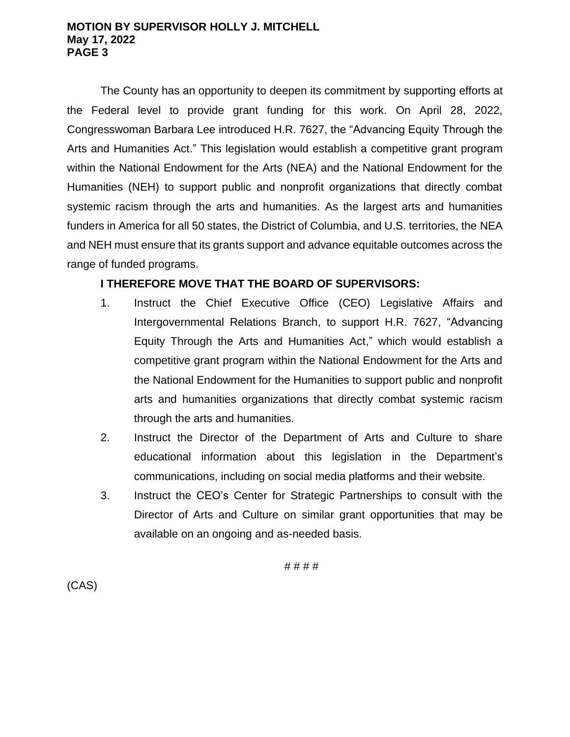The County has an opportunity to deepen its commitment by supporting efforts at the Federal level to provide grant funding for this work. On April 28, 2022, Congresswoman Barbara Lee introduced H.R. 7627, the "Advancing Equity Through the Arts and Humanities Act." This legislation would establish a competitive grant program within the National Endowment for the Arts (NEA) and the National Endowment for the Humanities (NEH) to support public and nonprofit organizations that directly combat systemic racism through the arts and humanities. As the largest arts and humanities funders in America for all 50 states, the District of Columbia, and U.S. territories, the NEA and NEH must ensure that its grants support and advance equitable outcomes across the range of funded programs.

**I THEREFORE MOVE THAT THE BOARD OF SUPERVISORS:**

1. Instruct the Chief Executive Office (CEO) Legislative Affairs and Intergovernmental Relations Branch, to support H.R. 7627, "Advancing Equity Through the Arts and Humanities Act," which would establish a competitive grant program within the National Endowment for the Arts and the National Endowment for the Humanities to support public and nonprofit arts and humanities organizations that directly combat systemic racism through the arts and humanities.
2. Instruct the Director of the Department of Arts and Culture to share educational information about this legislation in the Department's communications, including on social media platforms and their website.
3. Instruct the CEO's Center for Strategic Partnerships to consult with the Director of Arts and Culture on similar grant opportunities that may be available on an ongoing and as-needed basis.

# # # #

(CAS)